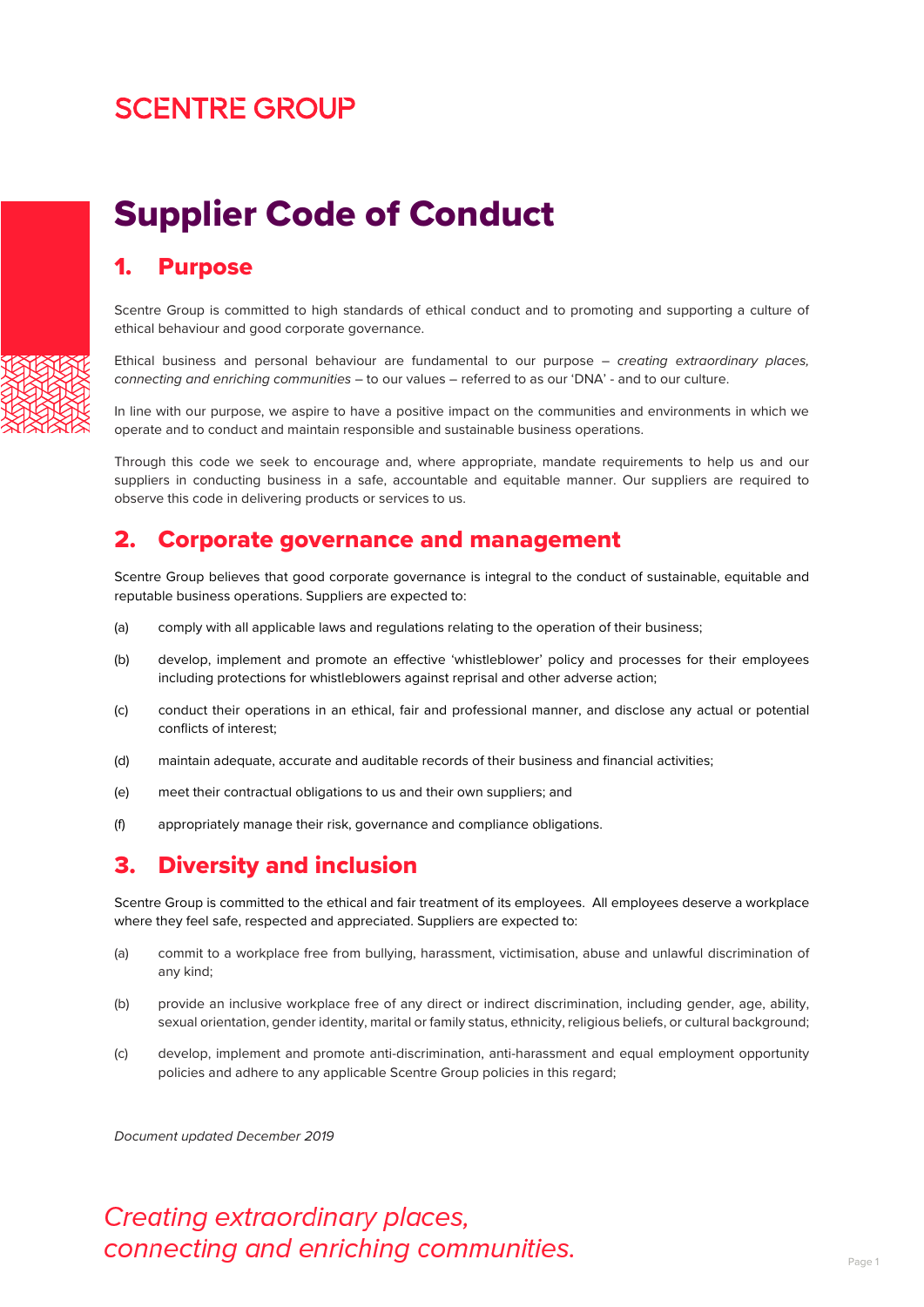SCENTRE GROUP

# Supplier Code of Conduct

## 1. Purpose

Scentre Group is committed to high standards of ethical conduct and to promoting and supporting a culture of ethical behaviour and good corporate governance.

Ethical business and personal behaviour are fundamental to our purpose – *creating extraordinary places, connecting and enriching communities* – to our values – referred to as our 'DNA' - and to our culture.

In line with our purpose, we aspire to have a positive impact on the communities and environments in which we operate and to conduct and maintain responsible and sustainable business operations.

Through this code we seek to encourage and, where appropriate, mandate requirements to help us and our suppliers in conducting business in a safe, accountable and equitable manner. Our suppliers are required to observe this code in delivering products or services to us.

## 2. Corporate governance and management

Scentre Group believes that good corporate governance is integral to the conduct of sustainable, equitable and reputable business operations. Suppliers are expected to:

(a) comply with all applicable laws and regulations relating to the operation of their business;

(b) develop, implement and promote an effective 'whistleblower' policy and processes for their employees including protections for whistleblowers against reprisal and other adverse action;

(c) conduct their operations in an ethical, fair and professional manner, and disclose any actual or potential conflicts of interest;

(d) maintain adequate, accurate and auditable records of their business and financial activities;

(e) meet their contractual obligations to us and their own suppliers; and

(f) appropriately manage their risk, governance and compliance obligations.

## 3. Diversity and inclusion

Scentre Group is committed to the ethical and fair treatment of its employees. All employees deserve a workplace where they feel safe, respected and appreciated. Suppliers are expected to:

(a) commit to a workplace free from bullying, harassment, victimisation, abuse and unlawful discrimination of any kind;

(b) provide an inclusive workplace free of any direct or indirect discrimination, including gender, age, ability, sexual orientation, gender identity, marital or family status, ethnicity, religious beliefs, or cultural background;

(c) develop, implement and promote anti-discrimination, anti-harassment and equal employment opportunity policies and adhere to any applicable Scentre Group policies in this regard;

*Document updated December 2019*

*Creating extraordinary places, connecting and enriching communities.*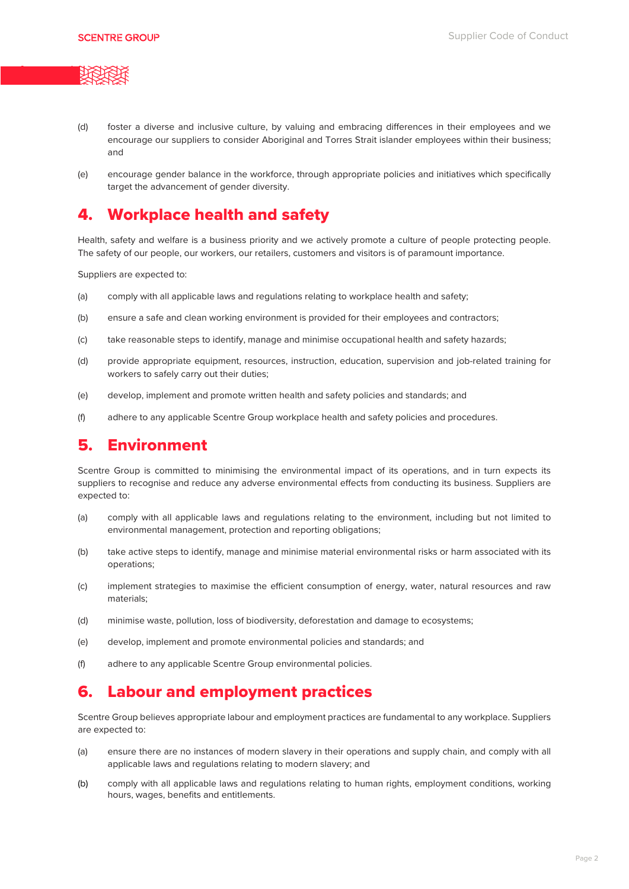(d) foster a diverse and inclusive culture, by valuing and embracing differences in their employees and we encourage our suppliers to consider Aboriginal and Torres Strait islander employees within their business; and

(e) encourage gender balance in the workforce, through appropriate policies and initiatives which specifically target the advancement of gender diversity.

## 4. Workplace health and safety

Health, safety and welfare is a business priority and we actively promote a culture of people protecting people. The safety of our people, our workers, our retailers, customers and visitors is of paramount importance.

Suppliers are expected to:

(a) comply with all applicable laws and regulations relating to workplace health and safety;

(b) ensure a safe and clean working environment is provided for their employees and contractors;

(c) take reasonable steps to identify, manage and minimise occupational health and safety hazards;

(d) provide appropriate equipment, resources, instruction, education, supervision and job-related training for workers to safely carry out their duties;

(e) develop, implement and promote written health and safety policies and standards; and

(f) adhere to any applicable Scentre Group workplace health and safety policies and procedures.

## 5. Environment

Scentre Group is committed to minimising the environmental impact of its operations, and in turn expects its suppliers to recognise and reduce any adverse environmental effects from conducting its business. Suppliers are expected to:

(a) comply with all applicable laws and regulations relating to the environment, including but not limited to environmental management, protection and reporting obligations;

(b) take active steps to identify, manage and minimise material environmental risks or harm associated with its operations;

(c) implement strategies to maximise the efficient consumption of energy, water, natural resources and raw materials;

(d) minimise waste, pollution, loss of biodiversity, deforestation and damage to ecosystems;

(e) develop, implement and promote environmental policies and standards; and

(f) adhere to any applicable Scentre Group environmental policies.

## 6. Labour and employment practices

Scentre Group believes appropriate labour and employment practices are fundamental to any workplace. Suppliers are expected to:

(a) ensure there are no instances of modern slavery in their operations and supply chain, and comply with all applicable laws and regulations relating to modern slavery; and

(b) comply with all applicable laws and regulations relating to human rights, employment conditions, working hours, wages, benefits and entitlements.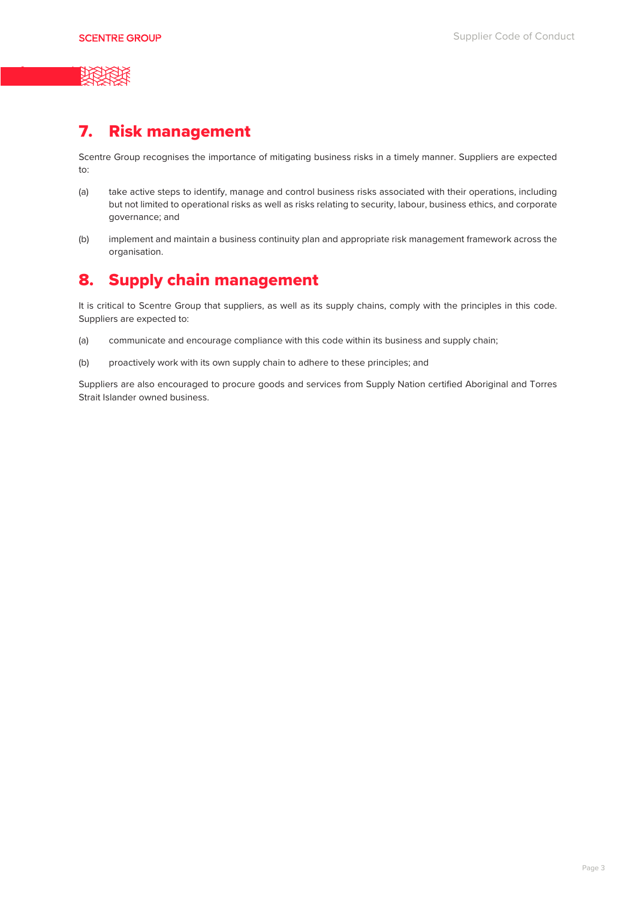## 7. Risk management

Scentre Group recognises the importance of mitigating business risks in a timely manner. Suppliers are expected to:

(a) take active steps to identify, manage and control business risks associated with their operations, including but not limited to operational risks as well as risks relating to security, labour, business ethics, and corporate governance; and

(b) implement and maintain a business continuity plan and appropriate risk management framework across the organisation.

## 8. Supply chain management

It is critical to Scentre Group that suppliers, as well as its supply chains, comply with the principles in this code. Suppliers are expected to:

(a) communicate and encourage compliance with this code within its business and supply chain;

(b) proactively work with its own supply chain to adhere to these principles; and

Suppliers are also encouraged to procure goods and services from Supply Nation certified Aboriginal and Torres Strait Islander owned business.